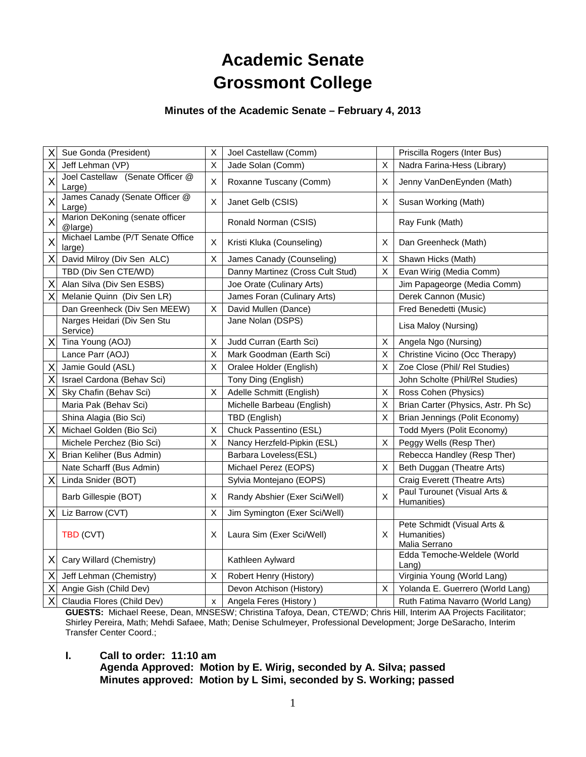# Academic Senate
# Grossmont College

### Minutes of the Academic Senate – February 4, 2013

| | | | | | |
|---|---|---|---|---|---|
| X | Sue Gonda (President) | X | Joel Castellaw (Comm) | | Priscilla Rogers (Inter Bus) |
| X | Jeff Lehman (VP) | X | Jade Solan (Comm) | X | Nadra Farina-Hess (Library) |
| X | Joel Castellaw (Senate Officer @ Large) | X | Roxanne Tuscany (Comm) | X | Jenny VanDenEynden (Math) |
| X | James Canady (Senate Officer @ Large) | X | Janet Gelb (CSIS) | X | Susan Working (Math) |
| X | Marion DeKoning (senate officer @large) | | Ronald Norman (CSIS) | | Ray Funk (Math) |
| X | Michael Lambe (P/T Senate Office large) | X | Kristi Kluka (Counseling) | X | Dan Greenheck (Math) |
| X | David Milroy (Div Sen ALC) | X | James Canady (Counseling) | X | Shawn Hicks (Math) |
| | TBD (Div Sen CTE/WD) | | Danny Martinez (Cross Cult Stud) | X | Evan Wirig (Media Comm) |
| X | Alan Silva (Div Sen ESBS) | | Joe Orate (Culinary Arts) | | Jim Papageorge (Media Comm) |
| X | Melanie Quinn (Div Sen LR) | | James Foran (Culinary Arts) | | Derek Cannon (Music) |
| | Dan Greenheck (Div Sen MEEW) | X | David Mullen (Dance) | | Fred Benedetti (Music) |
| | Narges Heidari (Div Sen Stu Service) | | Jane Nolan (DSPS) | | Lisa Maloy (Nursing) |
| X | Tina Young (AOJ) | X | Judd Curran (Earth Sci) | X | Angela Ngo (Nursing) |
| | Lance Parr (AOJ) | X | Mark Goodman (Earth Sci) | X | Christine Vicino (Occ Therapy) |
| X | Jamie Gould (ASL) | X | Oralee Holder (English) | X | Zoe Close (Phil/ Rel Studies) |
| X | Israel Cardona (Behav Sci) | | Tony Ding (English) | | John Scholte (Phil/Rel Studies) |
| X | Sky Chafin (Behav Sci) | X | Adelle Schmitt (English) | X | Ross Cohen (Physics) |
| | Maria Pak (Behav Sci) | | Michelle Barbeau (English) | X | Brian Carter (Physics, Astr. Ph Sc) |
| | Shina Alagia (Bio Sci) | | TBD (English) | X | Brian Jennings (Polit Economy) |
| X | Michael Golden (Bio Sci) | X | Chuck Passentino (ESL) | | Todd Myers (Polit Economy) |
| | Michele Perchez (Bio Sci) | X | Nancy Herzfeld-Pipkin (ESL) | X | Peggy Wells (Resp Ther) |
| X | Brian Keliher (Bus Admin) | | Barbara Loveless(ESL) | | Rebecca Handley (Resp Ther) |
| | Nate Scharff (Bus Admin) | | Michael Perez (EOPS) | X | Beth Duggan (Theatre Arts) |
| X | Linda Snider (BOT) | | Sylvia Montejano (EOPS) | | Craig Everett (Theatre Arts) |
| | Barb Gillespie (BOT) | X | Randy Abshier (Exer Sci/Well) | X | Paul Turounet (Visual Arts & Humanities) |
| X | Liz Barrow (CVT) | X | Jim Symington (Exer Sci/Well) | | |
| | TBD (CVT) | X | Laura Sim (Exer Sci/Well) | X | Pete Schmidt (Visual Arts & Humanities) Malia Serrano |
| X | Cary Willard (Chemistry) | | Kathleen Aylward | | Edda Temoche-Weldele (World Lang) |
| X | Jeff Lehman (Chemistry) | X | Robert Henry (History) | | Virginia Young (World Lang) |
| X | Angie Gish (Child Dev) | | Devon Atchison (History) | X | Yolanda E. Guerrero (World Lang) |
| X | Claudia Flores (Child Dev) | x | Angela Feres (History ) | | Ruth Fatima Navarro (World Lang) |

**GUESTS:** Michael Reese, Dean, MNSESW; Christina Tafoya, Dean, CTE/WD; Chris Hill, Interim AA Projects Facilitator; Shirley Pereira, Math; Mehdi Safaee, Math; Denise Schulmeyer, Professional Development; Jorge DeSaracho, Interim Transfer Center Coord.;

**I. Call to order: 11:10 am**
**Agenda Approved: Motion by E. Wirig, seconded by A. Silva; passed**
**Minutes approved: Motion by L Simi, seconded by S. Working; passed**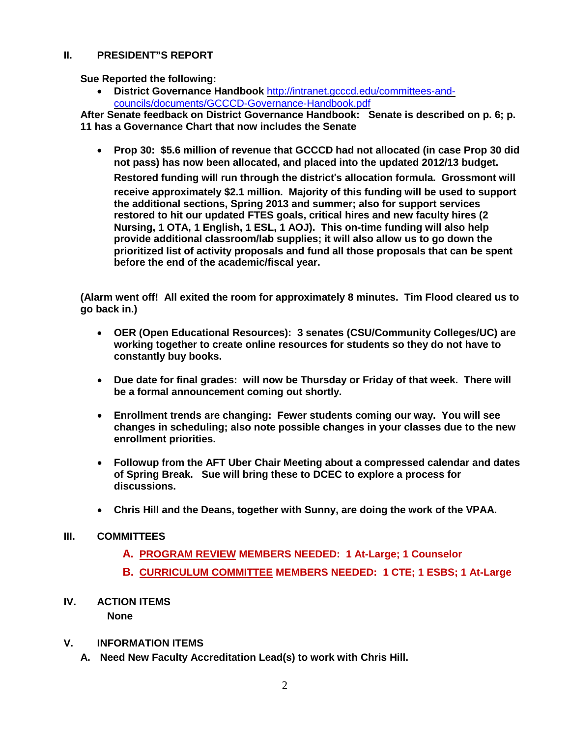## II. PRESIDENT"S REPORT

**Sue Reported the following:**

- **District Governance Handbook** [http://intranet.gcccd.edu/committees-and-councils/documents/GCCCD-Governance-Handbook.pdf](http://intranet.gcccd.edu/committees-and-councils/documents/GCCCD-Governance-Handbook.pdf)

**After Senate feedback on District Governance Handbook: Senate is described on p. 6; p. 11 has a Governance Chart that now includes the Senate**

- **Prop 30: $5.6 million of revenue that GCCCD had not allocated (in case Prop 30 did not pass) has now been allocated, and placed into the updated 2012/13 budget.**

  **Restored funding will run through the district's allocation formula. Grossmont will receive approximately $2.1 million. Majority of this funding will be used to support the additional sections, Spring 2013 and summer; also for support services restored to hit our updated FTES goals, critical hires and new faculty hires (2 Nursing, 1 OTA, 1 English, 1 ESL, 1 AOJ). This on-time funding will also help provide additional classroom/lab supplies; it will also allow us to go down the prioritized list of activity proposals and fund all those proposals that can be spent before the end of the academic/fiscal year.**

**(Alarm went off! All exited the room for approximately 8 minutes. Tim Flood cleared us to go back in.)**

- **OER (Open Educational Resources): 3 senates (CSU/Community Colleges/UC) are working together to create online resources for students so they do not have to constantly buy books.**

- **Due date for final grades: will now be Thursday or Friday of that week. There will be a formal announcement coming out shortly.**

- **Enrollment trends are changing: Fewer students coming our way. You will see changes in scheduling; also note possible changes in your classes due to the new enrollment priorities.**

- **Followup from the AFT Uber Chair Meeting about a compressed calendar and dates of Spring Break. Sue will bring these to DCEC to explore a process for discussions.**

- **Chris Hill and the Deans, together with Sunny, are doing the work of the VPAA.**

## III. COMMITTEES

**A. <u>PROGRAM REVIEW</u> MEMBERS NEEDED: 1 At-Large; 1 Counselor**

**B. <u>CURRICULUM COMMITTEE</u> MEMBERS NEEDED: 1 CTE; 1 ESBS; 1 At-Large**

## IV. ACTION ITEMS

**None**

## V. INFORMATION ITEMS

**A. Need New Faculty Accreditation Lead(s) to work with Chris Hill.**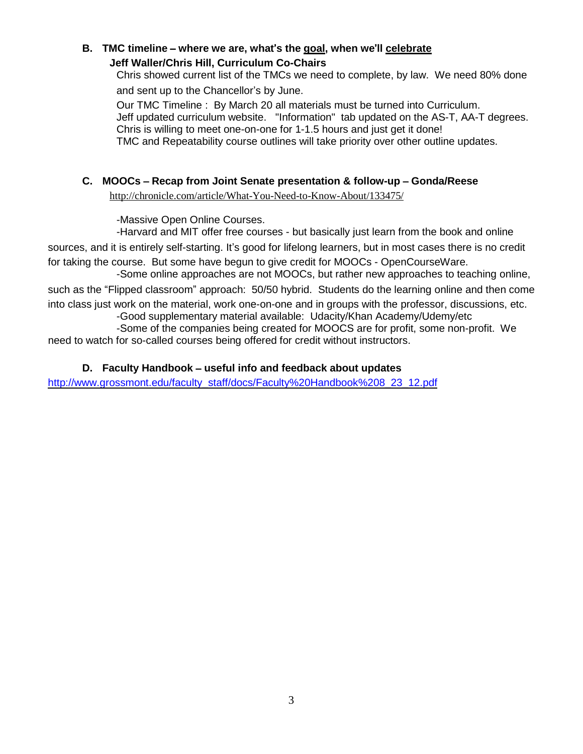**B. TMC timeline – where we are, what's the <u>goal</u>, when we'll <u>celebrate</u>**

**Jeff Waller/Chris Hill, Curriculum Co-Chairs**

Chris showed current list of the TMCs we need to complete, by law. We need 80% done and sent up to the Chancellor's by June.

Our TMC Timeline : By March 20 all materials must be turned into Curriculum.
Jeff updated curriculum website. "Information" tab updated on the AS-T, AA-T degrees.
Chris is willing to meet one-on-one for 1-1.5 hours and just get it done!
TMC and Repeatability course outlines will take priority over other outline updates.

**C. MOOCs – Recap from Joint Senate presentation & follow-up – Gonda/Reese**

http://chronicle.com/article/What-You-Need-to-Know-About/133475/

-Massive Open Online Courses.

-Harvard and MIT offer free courses - but basically just learn from the book and online sources, and it is entirely self-starting. It's good for lifelong learners, but in most cases there is no credit for taking the course. But some have begun to give credit for MOOCs - OpenCourseWare.

-Some online approaches are not MOOCs, but rather new approaches to teaching online, such as the "Flipped classroom" approach: 50/50 hybrid. Students do the learning online and then come into class just work on the material, work one-on-one and in groups with the professor, discussions, etc.

-Good supplementary material available: Udacity/Khan Academy/Udemy/etc

-Some of the companies being created for MOOCS are for profit, some non-profit. We need to watch for so-called courses being offered for credit without instructors.

**D. Faculty Handbook – useful info and feedback about updates**

http://www.grossmont.edu/faculty_staff/docs/Faculty%20Handbook%208_23_12.pdf